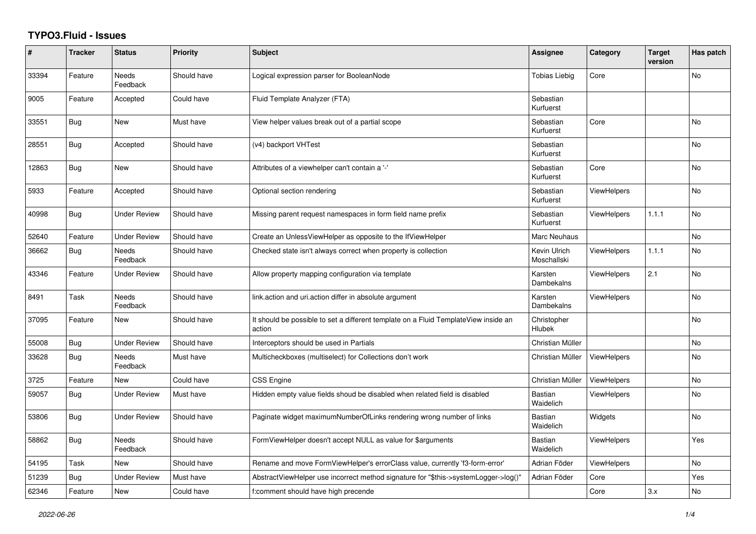# TYPO3.Fluid - Issues

| # | Tracker | Status | Priority | Subject | Assignee | Category | Target version | Has patch |
|---|---|---|---|---|---|---|---|---|
| 33394 | Feature | Needs Feedback | Should have | Logical expression parser for BooleanNode | Tobias Liebig | Core | | No |
| 9005 | Feature | Accepted | Could have | Fluid Template Analyzer (FTA) | Sebastian Kurfuerst | | | |
| 33551 | Bug | New | Must have | View helper values break out of a partial scope | Sebastian Kurfuerst | Core | | No |
| 28551 | Bug | Accepted | Should have | (v4) backport VHTest | Sebastian Kurfuerst | | | No |
| 12863 | Bug | New | Should have | Attributes of a viewhelper can't contain a '-' | Sebastian Kurfuerst | Core | | No |
| 5933 | Feature | Accepted | Should have | Optional section rendering | Sebastian Kurfuerst | ViewHelpers | | No |
| 40998 | Bug | Under Review | Should have | Missing parent request namespaces in form field name prefix | Sebastian Kurfuerst | ViewHelpers | 1.1.1 | No |
| 52640 | Feature | Under Review | Should have | Create an UnlessViewHelper as opposite to the IfViewHelper | Marc Neuhaus | | | No |
| 36662 | Bug | Needs Feedback | Should have | Checked state isn't always correct when property is collection | Kevin Ulrich Moschallski | ViewHelpers | 1.1.1 | No |
| 43346 | Feature | Under Review | Should have | Allow property mapping configuration via template | Karsten Dambekalns | ViewHelpers | 2.1 | No |
| 8491 | Task | Needs Feedback | Should have | link.action and uri.action differ in absolute argument | Karsten Dambekalns | ViewHelpers | | No |
| 37095 | Feature | New | Should have | It should be possible to set a different template on a Fluid TemplateView inside an action | Christopher Hlubek | | | No |
| 55008 | Bug | Under Review | Should have | Interceptors should be used in Partials | Christian Müller | | | No |
| 33628 | Bug | Needs Feedback | Must have | Multicheckboxes (multiselect) for Collections don't work | Christian Müller | ViewHelpers | | No |
| 3725 | Feature | New | Could have | CSS Engine | Christian Müller | ViewHelpers | | No |
| 59057 | Bug | Under Review | Must have | Hidden empty value fields shoud be disabled when related field is disabled | Bastian Waidelich | ViewHelpers | | No |
| 53806 | Bug | Under Review | Should have | Paginate widget maximumNumberOfLinks rendering wrong number of links | Bastian Waidelich | Widgets | | No |
| 58862 | Bug | Needs Feedback | Should have | FormViewHelper doesn't accept NULL as value for $arguments | Bastian Waidelich | ViewHelpers | | Yes |
| 54195 | Task | New | Should have | Rename and move FormViewHelper's errorClass value, currently 'f3-form-error' | Adrian Föder | ViewHelpers | | No |
| 51239 | Bug | Under Review | Must have | AbstractViewHelper use incorrect method signature for "$this->systemLogger->log()" | Adrian Föder | Core | | Yes |
| 62346 | Feature | New | Could have | f:comment should have high precende | | Core | 3.x | No |

2022-06-26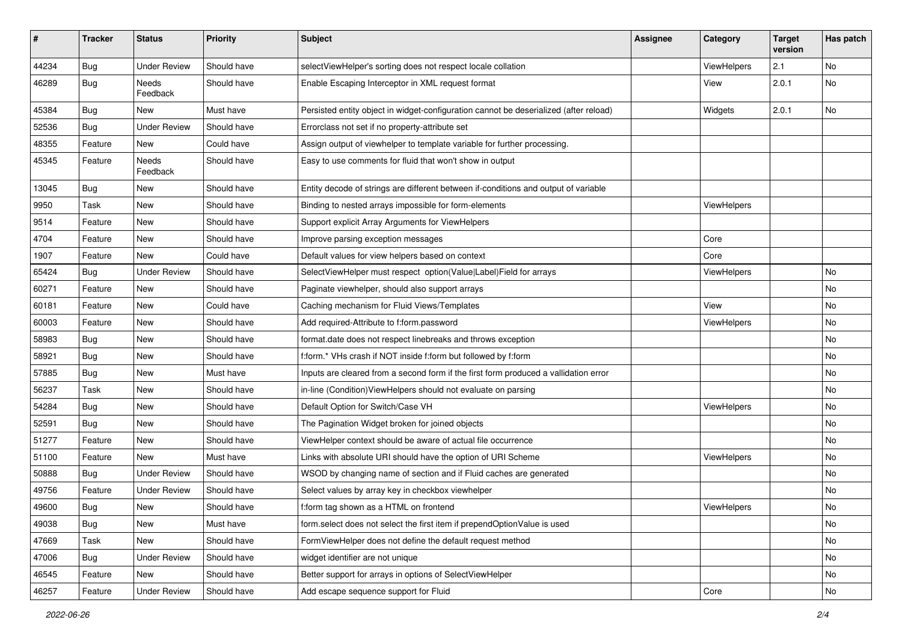| # | Tracker | Status | Priority | Subject | Assignee | Category | Target version | Has patch |
|---|---|---|---|---|---|---|---|---|
| 44234 | Bug | Under Review | Should have | selectViewHelper's sorting does not respect locale collation | | ViewHelpers | 2.1 | No |
| 46289 | Bug | Needs Feedback | Should have | Enable Escaping Interceptor in XML request format | | View | 2.0.1 | No |
| 45384 | Bug | New | Must have | Persisted entity object in widget-configuration cannot be deserialized (after reload) | | Widgets | 2.0.1 | No |
| 52536 | Bug | Under Review | Should have | Errorclass not set if no property-attribute set | | | | |
| 48355 | Feature | New | Could have | Assign output of viewhelper to template variable for further processing. | | | | |
| 45345 | Feature | Needs Feedback | Should have | Easy to use comments for fluid that won't show in output | | | | |
| 13045 | Bug | New | Should have | Entity decode of strings are different between if-conditions and output of variable | | | | |
| 9950 | Task | New | Should have | Binding to nested arrays impossible for form-elements | | ViewHelpers | | |
| 9514 | Feature | New | Should have | Support explicit Array Arguments for ViewHelpers | | | | |
| 4704 | Feature | New | Should have | Improve parsing exception messages | | Core | | |
| 1907 | Feature | New | Could have | Default values for view helpers based on context | | Core | | |
| 65424 | Bug | Under Review | Should have | SelectViewHelper must respect option(Value\|Label)Field for arrays | | ViewHelpers | | No |
| 60271 | Feature | New | Should have | Paginate viewhelper, should also support arrays | | | | No |
| 60181 | Feature | New | Could have | Caching mechanism for Fluid Views/Templates | | View | | No |
| 60003 | Feature | New | Should have | Add required-Attribute to f:form.password | | ViewHelpers | | No |
| 58983 | Bug | New | Should have | format.date does not respect linebreaks and throws exception | | | | No |
| 58921 | Bug | New | Should have | f:form.* VHs crash if NOT inside f:form but followed by f:form | | | | No |
| 57885 | Bug | New | Must have | Inputs are cleared from a second form if the first form produced a vallidation error | | | | No |
| 56237 | Task | New | Should have | in-line (Condition)ViewHelpers should not evaluate on parsing | | | | No |
| 54284 | Bug | New | Should have | Default Option for Switch/Case VH | | ViewHelpers | | No |
| 52591 | Bug | New | Should have | The Pagination Widget broken for joined objects | | | | No |
| 51277 | Feature | New | Should have | ViewHelper context should be aware of actual file occurrence | | | | No |
| 51100 | Feature | New | Must have | Links with absolute URI should have the option of URI Scheme | | ViewHelpers | | No |
| 50888 | Bug | Under Review | Should have | WSOD by changing name of section and if Fluid caches are generated | | | | No |
| 49756 | Feature | Under Review | Should have | Select values by array key in checkbox viewhelper | | | | No |
| 49600 | Bug | New | Should have | f:form tag shown as a HTML on frontend | | ViewHelpers | | No |
| 49038 | Bug | New | Must have | form.select does not select the first item if prependOptionValue is used | | | | No |
| 47669 | Task | New | Should have | FormViewHelper does not define the default request method | | | | No |
| 47006 | Bug | Under Review | Should have | widget identifier are not unique | | | | No |
| 46545 | Feature | New | Should have | Better support for arrays in options of SelectViewHelper | | | | No |
| 46257 | Feature | Under Review | Should have | Add escape sequence support for Fluid | | Core | | No |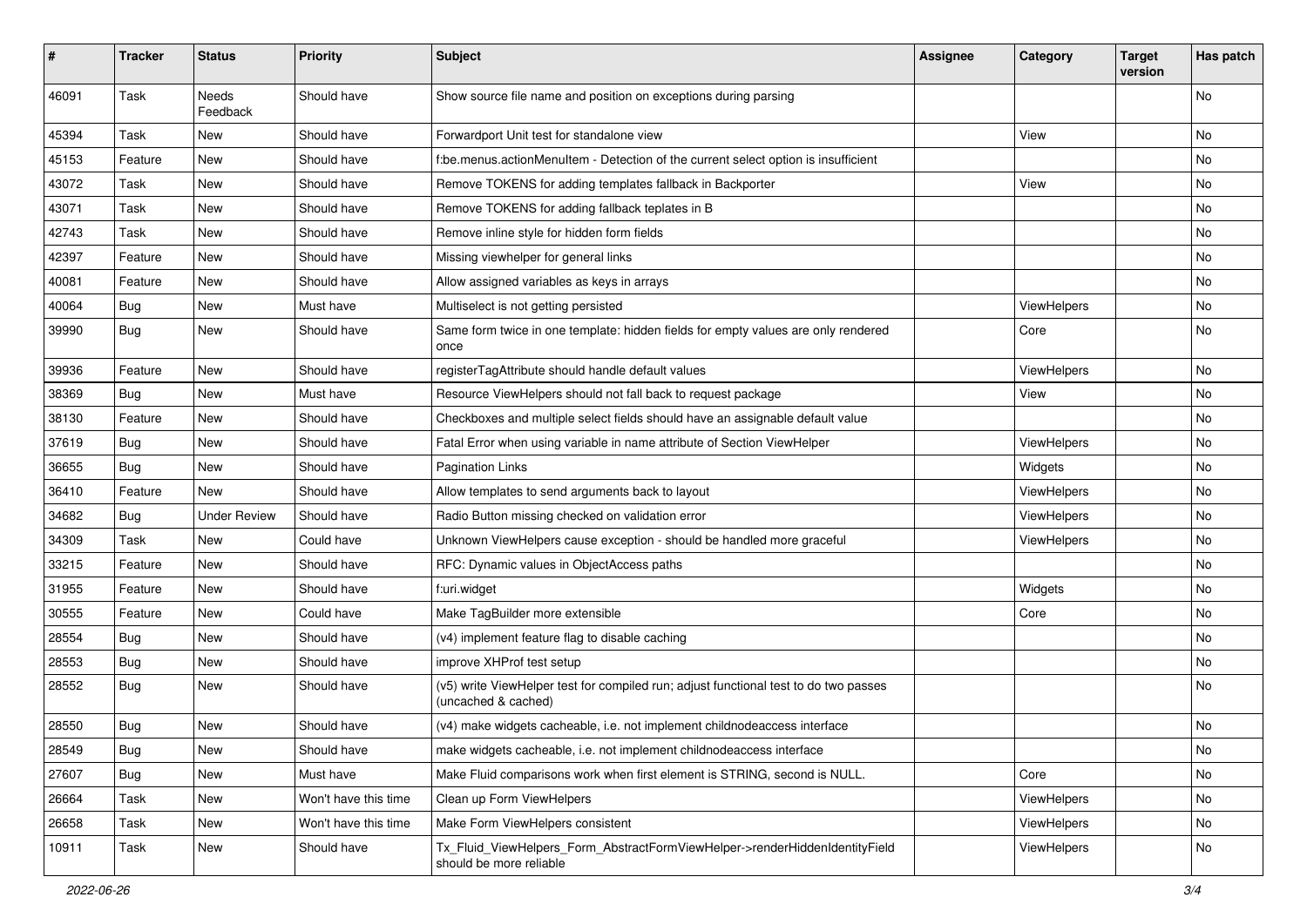| # | Tracker | Status | Priority | Subject | Assignee | Category | Target version | Has patch |
|---|---|---|---|---|---|---|---|---|
| 46091 | Task | Needs Feedback | Should have | Show source file name and position on exceptions during parsing | | | | No |
| 45394 | Task | New | Should have | Forwardport Unit test for standalone view | | View | | No |
| 45153 | Feature | New | Should have | f:be.menus.actionMenuItem - Detection of the current select option is insufficient | | | | No |
| 43072 | Task | New | Should have | Remove TOKENS for adding templates fallback in Backporter | | View | | No |
| 43071 | Task | New | Should have | Remove TOKENS for adding fallback teplates in B | | | | No |
| 42743 | Task | New | Should have | Remove inline style for hidden form fields | | | | No |
| 42397 | Feature | New | Should have | Missing viewhelper for general links | | | | No |
| 40081 | Feature | New | Should have | Allow assigned variables as keys in arrays | | | | No |
| 40064 | Bug | New | Must have | Multiselect is not getting persisted | | ViewHelpers | | No |
| 39990 | Bug | New | Should have | Same form twice in one template: hidden fields for empty values are only rendered once | | Core | | No |
| 39936 | Feature | New | Should have | registerTagAttribute should handle default values | | ViewHelpers | | No |
| 38369 | Bug | New | Must have | Resource ViewHelpers should not fall back to request package | | View | | No |
| 38130 | Feature | New | Should have | Checkboxes and multiple select fields should have an assignable default value | | | | No |
| 37619 | Bug | New | Should have | Fatal Error when using variable in name attribute of Section ViewHelper | | ViewHelpers | | No |
| 36655 | Bug | New | Should have | Pagination Links | | Widgets | | No |
| 36410 | Feature | New | Should have | Allow templates to send arguments back to layout | | ViewHelpers | | No |
| 34682 | Bug | Under Review | Should have | Radio Button missing checked on validation error | | ViewHelpers | | No |
| 34309 | Task | New | Could have | Unknown ViewHelpers cause exception - should be handled more graceful | | ViewHelpers | | No |
| 33215 | Feature | New | Should have | RFC: Dynamic values in ObjectAccess paths | | | | No |
| 31955 | Feature | New | Should have | f:uri.widget | | Widgets | | No |
| 30555 | Feature | New | Could have | Make TagBuilder more extensible | | Core | | No |
| 28554 | Bug | New | Should have | (v4) implement feature flag to disable caching | | | | No |
| 28553 | Bug | New | Should have | improve XHProf test setup | | | | No |
| 28552 | Bug | New | Should have | (v5) write ViewHelper test for compiled run; adjust functional test to do two passes (uncached & cached) | | | | No |
| 28550 | Bug | New | Should have | (v4) make widgets cacheable, i.e. not implement childnodeaccess interface | | | | No |
| 28549 | Bug | New | Should have | make widgets cacheable, i.e. not implement childnodeaccess interface | | | | No |
| 27607 | Bug | New | Must have | Make Fluid comparisons work when first element is STRING, second is NULL. | | Core | | No |
| 26664 | Task | New | Won't have this time | Clean up Form ViewHelpers | | ViewHelpers | | No |
| 26658 | Task | New | Won't have this time | Make Form ViewHelpers consistent | | ViewHelpers | | No |
| 10911 | Task | New | Should have | Tx_Fluid_ViewHelpers_Form_AbstractFormViewHelper->renderHiddenIdentityField should be more reliable | | ViewHelpers | | No |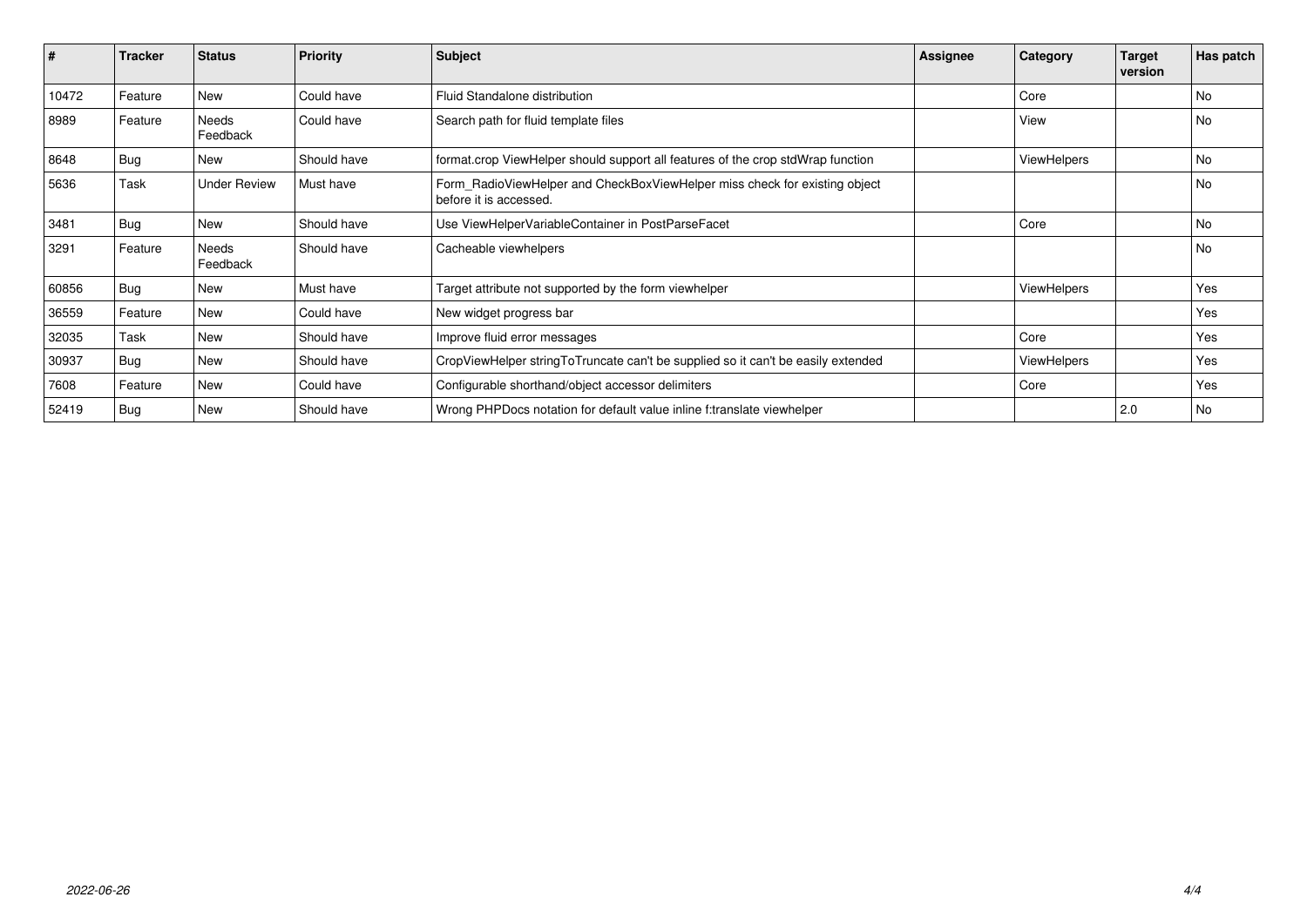| # | Tracker | Status | Priority | Subject | Assignee | Category | Target version | Has patch |
|---|---|---|---|---|---|---|---|---|
| 10472 | Feature | New | Could have | Fluid Standalone distribution | | Core | | No |
| 8989 | Feature | Needs Feedback | Could have | Search path for fluid template files | | View | | No |
| 8648 | Bug | New | Should have | format.crop ViewHelper should support all features of the crop stdWrap function | | ViewHelpers | | No |
| 5636 | Task | Under Review | Must have | Form_RadioViewHelper and CheckBoxViewHelper miss check for existing object before it is accessed. | | | | No |
| 3481 | Bug | New | Should have | Use ViewHelperVariableContainer in PostParseFacet | | Core | | No |
| 3291 | Feature | Needs Feedback | Should have | Cacheable viewhelpers | | | | No |
| 60856 | Bug | New | Must have | Target attribute not supported by the form viewhelper | | ViewHelpers | | Yes |
| 36559 | Feature | New | Could have | New widget progress bar | | | | Yes |
| 32035 | Task | New | Should have | Improve fluid error messages | | Core | | Yes |
| 30937 | Bug | New | Should have | CropViewHelper stringToTruncate can't be supplied so it can't be easily extended | | ViewHelpers | | Yes |
| 7608 | Feature | New | Could have | Configurable shorthand/object accessor delimiters | | Core | | Yes |
| 52419 | Bug | New | Should have | Wrong PHPDocs notation for default value inline f:translate viewhelper | | | 2.0 | No |

2022-06-26